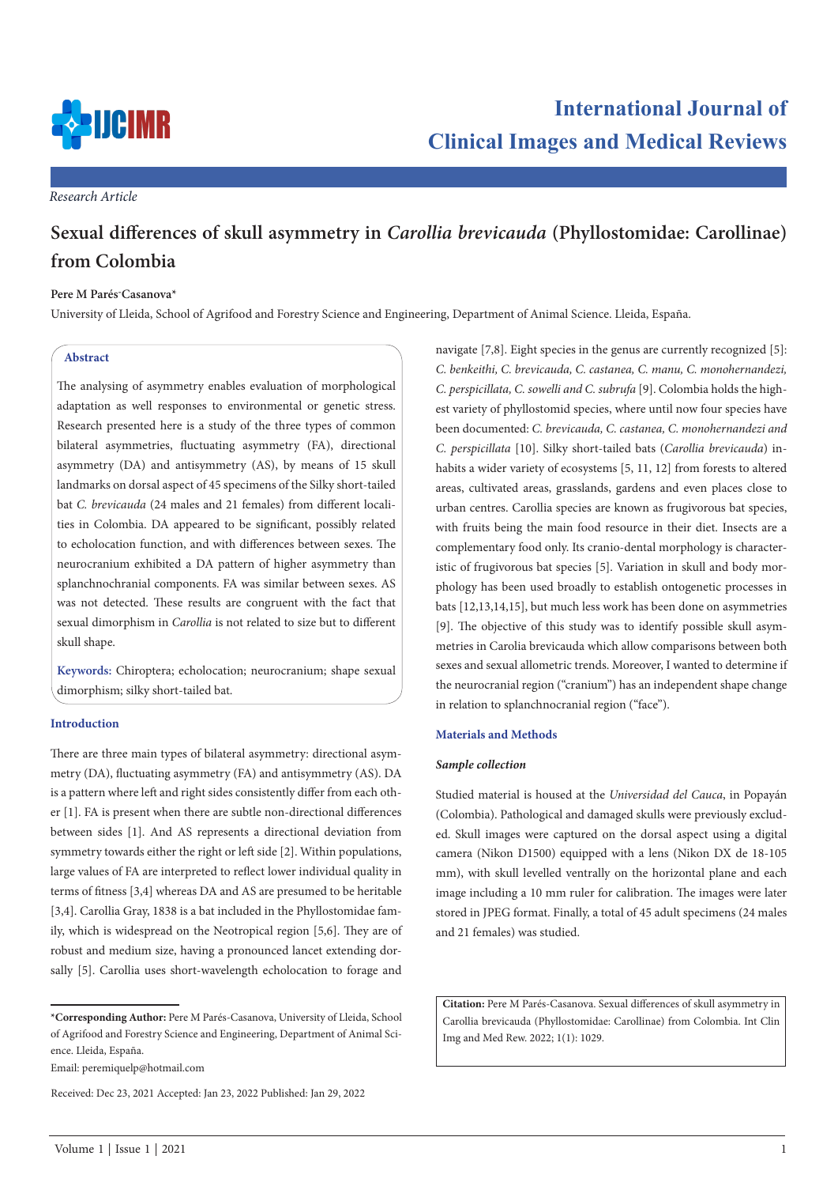*Research Article*

# Sexual differences of skull asymmetry in *Carollia brevicauda* (Phyllostomidae: Carollinae) from Colombia

**Pere M Parés-Casanova***

University of Lleida, School of Agrifood and Forestry Science and Engineering, Department of Animal Science. Lleida, España.

## Abstract

The analysing of asymmetry enables evaluation of morphological adaptation as well responses to environmental or genetic stress. Research presented here is a study of the three types of common bilateral asymmetries, fluctuating asymmetry (FA), directional asymmetry (DA) and antisymmetry (AS), by means of 15 skull landmarks on dorsal aspect of 45 specimens of the Silky short-tailed bat *C. brevicauda* (24 males and 21 females) from different localities in Colombia. DA appeared to be significant, possibly related to echolocation function, and with differences between sexes. The neurocranium exhibited a DA pattern of higher asymmetry than splanchnochranial components. FA was similar between sexes. AS was not detected. These results are congruent with the fact that sexual dimorphism in *Carollia* is not related to size but to different skull shape.

**Keywords:** Chiroptera; echolocation; neurocranium; shape sexual dimorphism; silky short-tailed bat.

## Introduction

There are three main types of bilateral asymmetry: directional asymmetry (DA), fluctuating asymmetry (FA) and antisymmetry (AS). DA is a pattern where left and right sides consistently differ from each other [1]. FA is present when there are subtle non-directional differences between sides [1]. And AS represents a directional deviation from symmetry towards either the right or left side [2]. Within populations, large values of FA are interpreted to reflect lower individual quality in terms of fitness [3,4] whereas DA and AS are presumed to be heritable [3,4]. Carollia Gray, 1838 is a bat included in the Phyllostomidae family, which is widespread on the Neotropical region [5,6]. They are of robust and medium size, having a pronounced lancet extending dorsally [5]. Carollia uses short-wavelength echolocation to forage and navigate [7,8]. Eight species in the genus are currently recognized [5]: *C. benkeithi, C. brevicauda, C. castanea, C. manu, C. monohernandezi, C. perspicillata, C. sowelli and C. subrufa* [9]. Colombia holds the highest variety of phyllostomid species, where until now four species have been documented: *C. brevicauda, C. castanea, C. monohernandezi and C. perspicillata* [10]. Silky short-tailed bats (*Carollia brevicauda*) inhabits a wider variety of ecosystems [5, 11, 12] from forests to altered areas, cultivated areas, grasslands, gardens and even places close to urban centres. Carollia species are known as frugivorous bat species, with fruits being the main food resource in their diet. Insects are a complementary food only. Its cranio-dental morphology is characteristic of frugivorous bat species [5]. Variation in skull and body morphology has been used broadly to establish ontogenetic processes in bats [12,13,14,15], but much less work has been done on asymmetries [9]. The objective of this study was to identify possible skull asymmetries in Carolia brevicauda which allow comparisons between both sexes and sexual allometric trends. Moreover, I wanted to determine if the neurocranial region ("cranium") has an independent shape change in relation to splanchnocranial region ("face").

## Materials and Methods

### Sample collection

Studied material is housed at the *Universidad del Cauca*, in Popayán (Colombia). Pathological and damaged skulls were previously excluded. Skull images were captured on the dorsal aspect using a digital camera (Nikon D1500) equipped with a lens (Nikon DX de 18-105 mm), with skull levelled ventrally on the horizontal plane and each image including a 10 mm ruler for calibration. The images were later stored in JPEG format. Finally, a total of 45 adult specimens (24 males and 21 females) was studied.

*Corresponding Author: Pere M Parés-Casanova, University of Lleida, School of Agrifood and Forestry Science and Engineering, Department of Animal Science. Lleida, España.

Email: peremiquelp@hotmail.com

Received: Dec 23, 2021 Accepted: Jan 23, 2022 Published: Jan 29, 2022

**Citation:** Pere M Parés-Casanova. Sexual differences of skull asymmetry in Carollia brevicauda (Phyllostomidae: Carollinae) from Colombia. Int Clin Img and Med Rew. 2022; 1(1): 1029.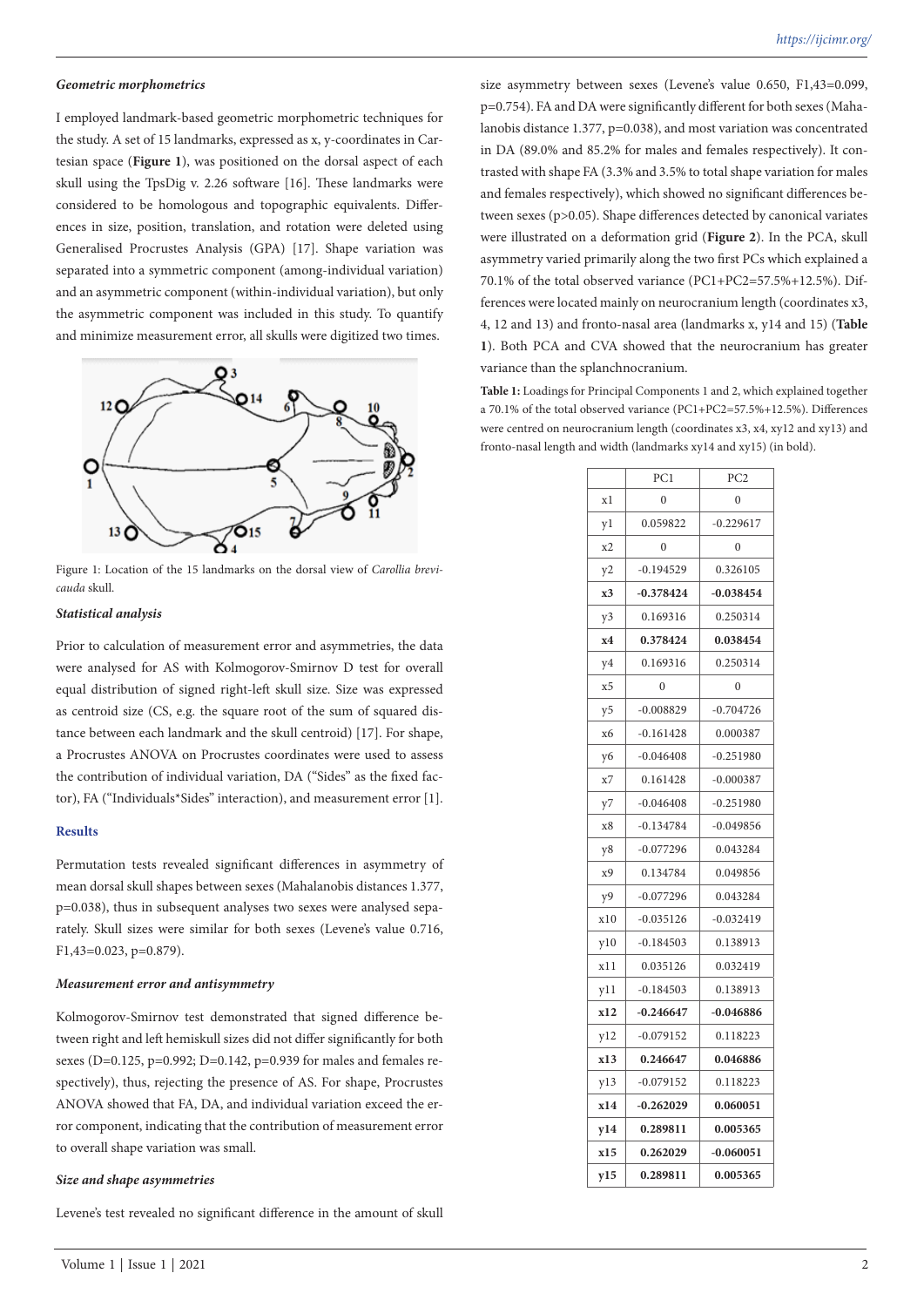#### *Geometric morphometrics*

I employed landmark-based geometric morphometric techniques for the study. A set of 15 landmarks, expressed as x, y-coordinates in Cartesian space (**Figure 1**), was positioned on the dorsal aspect of each skull using the TpsDig v. 2.26 software [16]. These landmarks were considered to be homologous and topographic equivalents. Differences in size, position, translation, and rotation were deleted using Generalised Procrustes Analysis (GPA) [17]. Shape variation was separated into a symmetric component (among-individual variation) and an asymmetric component (within-individual variation), but only the asymmetric component was included in this study. To quantify and minimize measurement error, all skulls were digitized two times.

Figure 1: Location of the 15 landmarks on the dorsal view of *Carollia brevicauda* skull.

#### *Statistical analysis*

Prior to calculation of measurement error and asymmetries, the data were analysed for AS with Kolmogorov-Smirnov D test for overall equal distribution of signed right-left skull size. Size was expressed as centroid size (CS, e.g. the square root of the sum of squared distance between each landmark and the skull centroid) [17]. For shape, a Procrustes ANOVA on Procrustes coordinates were used to assess the contribution of individual variation, DA ("Sides" as the fixed factor), FA ("Individuals*Sides" interaction), and measurement error [1].

### Results

Permutation tests revealed significant differences in asymmetry of mean dorsal skull shapes between sexes (Mahalanobis distances 1.377, $p=0.038$), thus in subsequent analyses two sexes were analysed separately. Skull sizes were similar for both sexes (Levene's value 0.716, $F_{1,43}=0.023$, $p=0.879$).

#### *Measurement error and antisymmetry*

Kolmogorov-Smirnov test demonstrated that signed difference between right and left hemiskull sizes did not differ significantly for both sexes ($D=0.125$, $p=0.992$; $D=0.142$, $p=0.939$ for males and females respectively), thus, rejecting the presence of AS. For shape, Procrustes ANOVA showed that FA, DA, and individual variation exceed the error component, indicating that the contribution of measurement error to overall shape variation was small.

#### *Size and shape asymmetries*

Levene's test revealed no significant difference in the amount of skull size asymmetry between sexes (Levene's value 0.650, $F_{1,43}=0.099$, $p=0.754$). FA and DA were significantly different for both sexes (Mahalanobis distance 1.377, $p=0.038$), and most variation was concentrated in DA (89.0% and 85.2% for males and females respectively). It contrasted with shape FA (3.3% and 3.5% to total shape variation for males and females respectively), which showed no significant differences between sexes ($p>0.05$). Shape differences detected by canonical variates were illustrated on a deformation grid (**Figure 2**). In the PCA, skull asymmetry varied primarily along the two first PCs which explained a 70.1% of the total observed variance (PC1+PC2=57.5%+12.5%). Differences were located mainly on neurocranium length (coordinates x3, 4, 12 and 13) and fronto-nasal area (landmarks x, y14 and 15) (**Table 1**). Both PCA and CVA showed that the neurocranium has greater variance than the splanchnocranium.

**Table 1:** Loadings for Principal Components 1 and 2, which explained together a 70.1% of the total observed variance (PC1+PC2=57.5%+12.5%). Differences were centred on neurocranium length (coordinates x3, x4, xy12 and xy13) and fronto-nasal length and width (landmarks xy14 and xy15) (in bold).

| | PC1 | PC2 |
|---|---|---|
| x1 | 0 | 0 |
| y1 | 0.059822 | -0.229617 |
| x2 | 0 | 0 |
| y2 | -0.194529 | 0.326105 |
| **x3** | **-0.378424** | **-0.038454** |
| y3 | 0.169316 | 0.250314 |
| **x4** | **0.378424** | **0.038454** |
| y4 | 0.169316 | 0.250314 |
| x5 | 0 | 0 |
| y5 | -0.008829 | -0.704726 |
| x6 | -0.161428 | 0.000387 |
| y6 | -0.046408 | -0.251980 |
| x7 | 0.161428 | -0.000387 |
| y7 | -0.046408 | -0.251980 |
| x8 | -0.134784 | -0.049856 |
| y8 | -0.077296 | 0.043284 |
| x9 | 0.134784 | 0.049856 |
| y9 | -0.077296 | 0.043284 |
| x10 | -0.035126 | -0.032419 |
| y10 | -0.184503 | 0.138913 |
| x11 | 0.035126 | 0.032419 |
| y11 | -0.184503 | 0.138913 |
| **x12** | **-0.246647** | **-0.046886** |
| y12 | -0.079152 | 0.118223 |
| **x13** | **0.246647** | **0.046886** |
| y13 | -0.079152 | 0.118223 |
| **x14** | **-0.262029** | **0.060051** |
| **y14** | **0.289811** | **0.005365** |
| **x15** | **0.262029** | **-0.060051** |
| **y15** | **0.289811** | **0.005365** |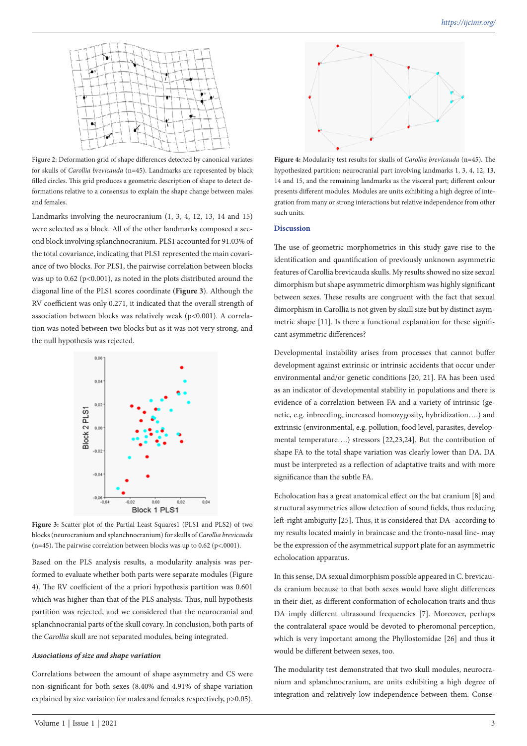Figure 2: Deformation grid of shape differences detected by canonical variates for skulls of *Carollia brevicauda* (n=45). Landmarks are represented by black filled circles. This grid produces a geometric description of shape to detect deformations relative to a consensus to explain the shape change between males and females.

Landmarks involving the neurocranium (1, 3, 4, 12, 13, 14 and 15) were selected as a block. All of the other landmarks composed a second block involving splanchnocranium. PLS1 accounted for 91.03% of the total covariance, indicating that PLS1 represented the main covariance of two blocks. For PLS1, the pairwise correlation between blocks was up to 0.62 (p<0.001), as noted in the plots distributed around the diagonal line of the PLS1 scores coordinate (**Figure 3**). Although the RV coefficient was only 0.271, it indicated that the overall strength of association between blocks was relatively weak (p<0.001). A correlation was noted between two blocks but as it was not very strong, and the null hypothesis was rejected.

**Figure 3:** Scatter plot of the Partial Least Squares1 (PLS1 and PLS2) of two blocks (neurocranium and splanchnocranium) for skulls of *Carollia brevicauda* (n=45). The pairwise correlation between blocks was up to 0.62 (p<.0001).

Based on the PLS analysis results, a modularity analysis was performed to evaluate whether both parts were separate modules (Figure 4). The RV coefficient of the a priori hypothesis partition was 0.601 which was higher than that of the PLS analysis. Thus, null hypothesis partition was rejected, and we considered that the neurocranial and splanchnocranial parts of the skull covary. In conclusion, both parts of the *Carollia* skull are not separated modules, being integrated.

### *Associations of size and shape variation*

Correlations between the amount of shape asymmetry and CS were non-significant for both sexes (8.40% and 4.91% of shape variation explained by size variation for males and females respectively, p>0.05).

**Figure 4:** Modularity test results for skulls of *Carollia brevicauda* (n=45). The hypothesized partition: neurocranial part involving landmarks 1, 3, 4, 12, 13, 14 and 15, and the remaining landmarks as the visceral part; different colour presents different modules. Modules are units exhibiting a high degree of integration from many or strong interactions but relative independence from other such units.

## Discussion

The use of geometric morphometrics in this study gave rise to the identification and quantification of previously unknown asymmetric features of Carollia brevicauda skulls. My results showed no size sexual dimorphism but shape asymmetric dimorphism was highly significant between sexes. These results are congruent with the fact that sexual dimorphism in Carollia is not given by skull size but by distinct asymmetric shape [11]. Is there a functional explanation for these significant asymmetric differences?

Developmental instability arises from processes that cannot buffer development against extrinsic or intrinsic accidents that occur under environmental and/or genetic conditions [20, 21]. FA has been used as an indicator of developmental stability in populations and there is evidence of a correlation between FA and a variety of intrinsic (genetic, e.g. inbreeding, increased homozygosity, hybridization….) and extrinsic (environmental, e.g. pollution, food level, parasites, developmental temperature….) stressors [22,23,24]. But the contribution of shape FA to the total shape variation was clearly lower than DA. DA must be interpreted as a reflection of adaptative traits and with more significance than the subtle FA.

Echolocation has a great anatomical effect on the bat cranium [8] and structural asymmetries allow detection of sound fields, thus reducing left-right ambiguity [25]. Thus, it is considered that DA -according to my results located mainly in braincase and the fronto-nasal line- may be the expression of the asymmetrical support plate for an asymmetric echolocation apparatus.

In this sense, DA sexual dimorphism possible appeared in C. brevicauda cranium because to that both sexes would have slight differences in their diet, as different conformation of echolocation traits and thus DA imply different ultrasound frequencies [7]. Moreover, perhaps the contralateral space would be devoted to pheromonal perception, which is very important among the Phyllostomidae [26] and thus it would be different between sexes, too.

The modularity test demonstrated that two skull modules, neurocranium and splanchnocranium, are units exhibiting a high degree of integration and relatively low independence between them. Conse-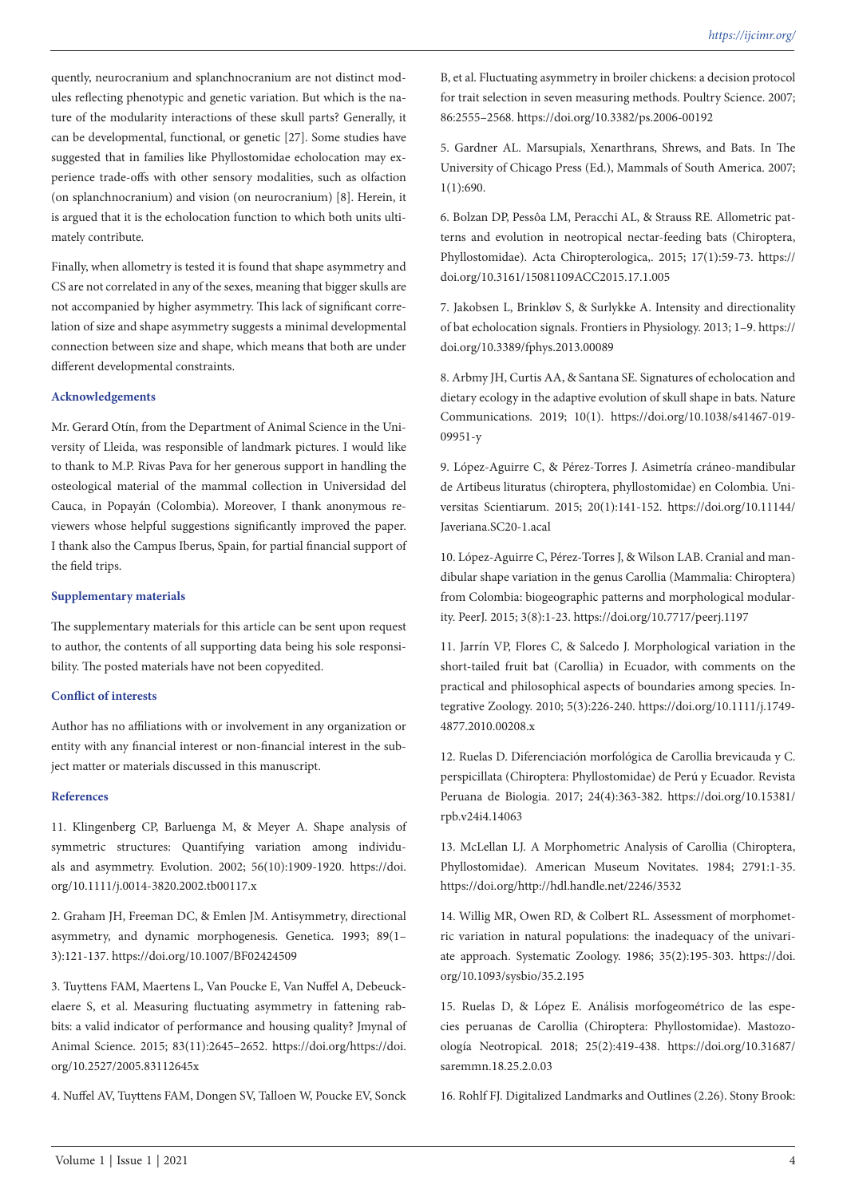quently, neurocranium and splanchnocranium are not distinct modules reflecting phenotypic and genetic variation. But which is the nature of the modularity interactions of these skull parts? Generally, it can be developmental, functional, or genetic [27]. Some studies have suggested that in families like Phyllostomidae echolocation may experience trade-offs with other sensory modalities, such as olfaction (on splanchnocranium) and vision (on neurocranium) [8]. Herein, it is argued that it is the echolocation function to which both units ultimately contribute.

Finally, when allometry is tested it is found that shape asymmetry and CS are not correlated in any of the sexes, meaning that bigger skulls are not accompanied by higher asymmetry. This lack of significant correlation of size and shape asymmetry suggests a minimal developmental connection between size and shape, which means that both are under different developmental constraints.

#### Acknowledgements

Mr. Gerard Otín, from the Department of Animal Science in the University of Lleida, was responsible of landmark pictures. I would like to thank to M.P. Rivas Pava for her generous support in handling the osteological material of the mammal collection in Universidad del Cauca, in Popayán (Colombia). Moreover, I thank anonymous reviewers whose helpful suggestions significantly improved the paper. I thank also the Campus Iberus, Spain, for partial financial support of the field trips.

#### Supplementary materials

The supplementary materials for this article can be sent upon request to author, the contents of all supporting data being his sole responsibility. The posted materials have not been copyedited.

#### Conflict of interests

Author has no affiliations with or involvement in any organization or entity with any financial interest or non-financial interest in the subject matter or materials discussed in this manuscript.

#### References

11. Klingenberg CP, Barluenga M, & Meyer A. Shape analysis of symmetric structures: Quantifying variation among individuals and asymmetry. Evolution. 2002; 56(10):1909-1920. https://doi.org/10.1111/j.0014-3820.2002.tb00117.x

2. Graham JH, Freeman DC, & Emlen JM. Antisymmetry, directional asymmetry, and dynamic morphogenesis. Genetica. 1993; 89(1–3):121-137. https://doi.org/10.1007/BF02424509

3. Tuyttens FAM, Maertens L, Van Poucke E, Van Nuffel A, Debeuckelaere S, et al. Measuring fluctuating asymmetry in fattening rabbits: a valid indicator of performance and housing quality? Jmynal of Animal Science. 2015; 83(11):2645–2652. https://doi.org/https://doi.org/10.2527/2005.83112645x

4. Nuffel AV, Tuyttens FAM, Dongen SV, Talloen W, Poucke EV, Sonck B, et al. Fluctuating asymmetry in broiler chickens: a decision protocol for trait selection in seven measuring methods. Poultry Science. 2007; 86:2555–2568. https://doi.org/10.3382/ps.2006-00192

5. Gardner AL. Marsupials, Xenarthrans, Shrews, and Bats. In The University of Chicago Press (Ed.), Mammals of South America. 2007; 1(1):690.

6. Bolzan DP, Pessôa LM, Peracchi AL, & Strauss RE. Allometric patterns and evolution in neotropical nectar-feeding bats (Chiroptera, Phyllostomidae). Acta Chiropterologica,. 2015; 17(1):59-73. https://doi.org/10.3161/15081109ACC2015.17.1.005

7. Jakobsen L, Brinkløv S, & Surlykke A. Intensity and directionality of bat echolocation signals. Frontiers in Physiology. 2013; 1–9. https://doi.org/10.3389/fphys.2013.00089

8. Arbmy JH, Curtis AA, & Santana SE. Signatures of echolocation and dietary ecology in the adaptive evolution of skull shape in bats. Nature Communications. 2019; 10(1). https://doi.org/10.1038/s41467-019-09951-y

9. López-Aguirre C, & Pérez-Torres J. Asimetría cráneo-mandibular de Artibeus lituratus (chiroptera, phyllostomidae) en Colombia. Universitas Scientiarum. 2015; 20(1):141-152. https://doi.org/10.11144/Javeriana.SC20-1.acal

10. López-Aguirre C, Pérez-Torres J, & Wilson LAB. Cranial and mandibular shape variation in the genus Carollia (Mammalia: Chiroptera) from Colombia: biogeographic patterns and morphological modularity. PeerJ. 2015; 3(8):1-23. https://doi.org/10.7717/peerj.1197

11. Jarrín VP, Flores C, & Salcedo J. Morphological variation in the short-tailed fruit bat (Carollia) in Ecuador, with comments on the practical and philosophical aspects of boundaries among species. Integrative Zoology. 2010; 5(3):226-240. https://doi.org/10.1111/j.1749-4877.2010.00208.x

12. Ruelas D. Diferenciación morfológica de Carollia brevicauda y C. perspicillata (Chiroptera: Phyllostomidae) de Perú y Ecuador. Revista Peruana de Biologia. 2017; 24(4):363-382. https://doi.org/10.15381/rpb.v24i4.14063

13. McLellan LJ. A Morphometric Analysis of Carollia (Chiroptera, Phyllostomidae). American Museum Novitates. 1984; 2791:1-35. https://doi.org/http://hdl.handle.net/2246/3532

14. Willig MR, Owen RD, & Colbert RL. Assessment of morphometric variation in natural populations: the inadequacy of the univariate approach. Systematic Zoology. 1986; 35(2):195-303. https://doi.org/10.1093/sysbio/35.2.195

15. Ruelas D, & López E. Análisis morfogeométrico de las especies peruanas de Carollia (Chiroptera: Phyllostomidae). Mastozoología Neotropical. 2018; 25(2):419-438. https://doi.org/10.31687/saremmn.18.25.2.0.03

16. Rohlf FJ. Digitalized Landmarks and Outlines (2.26). Stony Brook: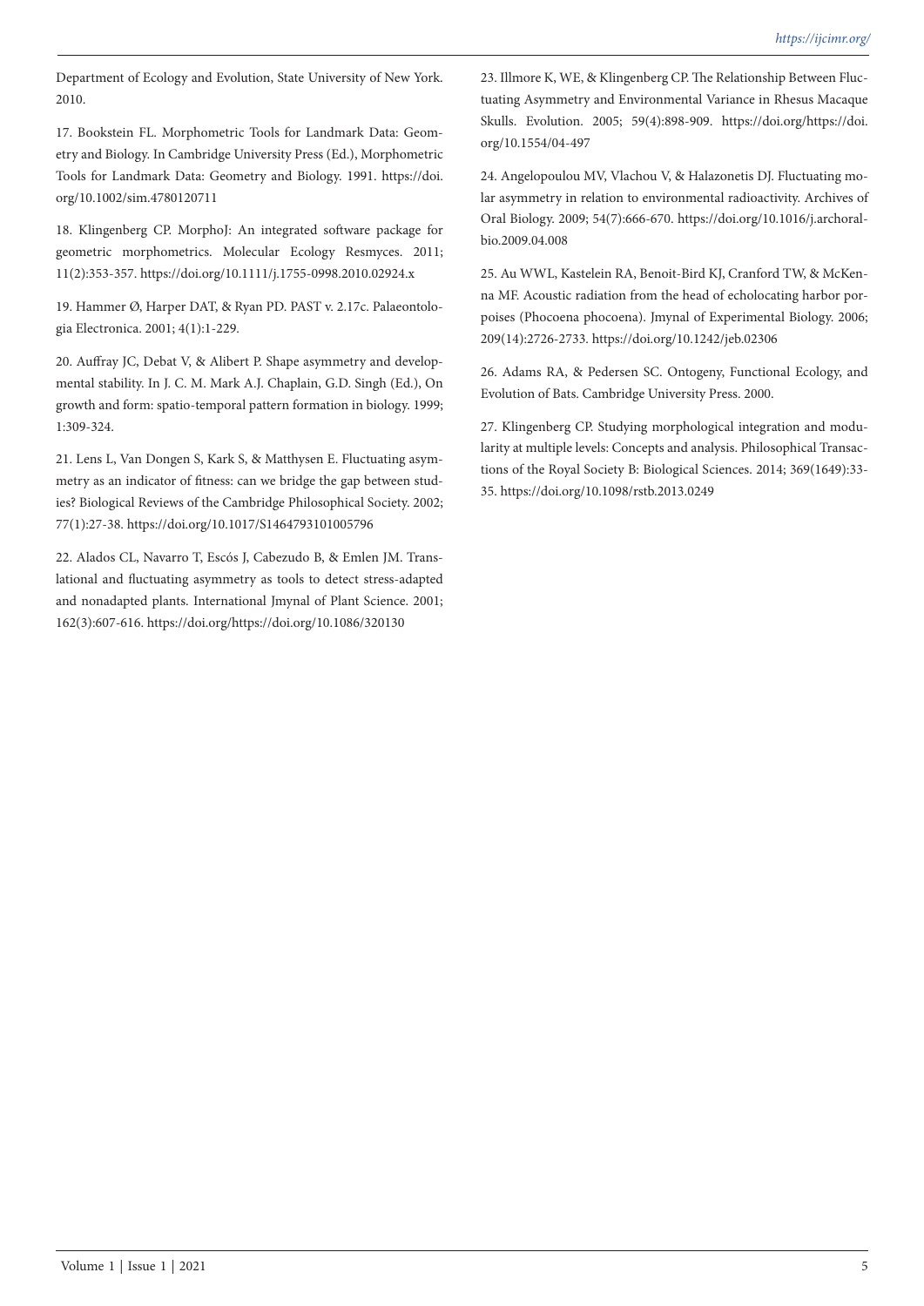Department of Ecology and Evolution, State University of New York. 2010.

17. Bookstein FL. Morphometric Tools for Landmark Data: Geometry and Biology. In Cambridge University Press (Ed.), Morphometric Tools for Landmark Data: Geometry and Biology. 1991. https://doi.org/10.1002/sim.4780120711

18. Klingenberg CP. MorphoJ: An integrated software package for geometric morphometrics. Molecular Ecology Resmyces. 2011; 11(2):353-357. https://doi.org/10.1111/j.1755-0998.2010.02924.x

19. Hammer Ø, Harper DAT, & Ryan PD. PAST v. 2.17c. Palaeontologia Electronica. 2001; 4(1):1-229.

20. Auffray JC, Debat V, & Alibert P. Shape asymmetry and developmental stability. In J. C. M. Mark A.J. Chaplain, G.D. Singh (Ed.), On growth and form: spatio-temporal pattern formation in biology. 1999; 1:309-324.

21. Lens L, Van Dongen S, Kark S, & Matthysen E. Fluctuating asymmetry as an indicator of fitness: can we bridge the gap between studies? Biological Reviews of the Cambridge Philosophical Society. 2002; 77(1):27-38. https://doi.org/10.1017/S1464793101005796

22. Alados CL, Navarro T, Escós J, Cabezudo B, & Emlen JM. Translational and fluctuating asymmetry as tools to detect stress-adapted and nonadapted plants. International Jmynal of Plant Science. 2001; 162(3):607-616. https://doi.org/https://doi.org/10.1086/320130

23. Illmore K, WE, & Klingenberg CP. The Relationship Between Fluctuating Asymmetry and Environmental Variance in Rhesus Macaque Skulls. Evolution. 2005; 59(4):898-909. https://doi.org/https://doi.org/10.1554/04-497

24. Angelopoulou MV, Vlachou V, & Halazonetis DJ. Fluctuating molar asymmetry in relation to environmental radioactivity. Archives of Oral Biology. 2009; 54(7):666-670. https://doi.org/10.1016/j.archoralbio.2009.04.008

25. Au WWL, Kastelein RA, Benoit-Bird KJ, Cranford TW, & McKenna MF. Acoustic radiation from the head of echolocating harbor porpoises (Phocoena phocoena). Jmynal of Experimental Biology. 2006; 209(14):2726-2733. https://doi.org/10.1242/jeb.02306

26. Adams RA, & Pedersen SC. Ontogeny, Functional Ecology, and Evolution of Bats. Cambridge University Press. 2000.

27. Klingenberg CP. Studying morphological integration and modularity at multiple levels: Concepts and analysis. Philosophical Transactions of the Royal Society B: Biological Sciences. 2014; 369(1649):33-35. https://doi.org/10.1098/rstb.2013.0249